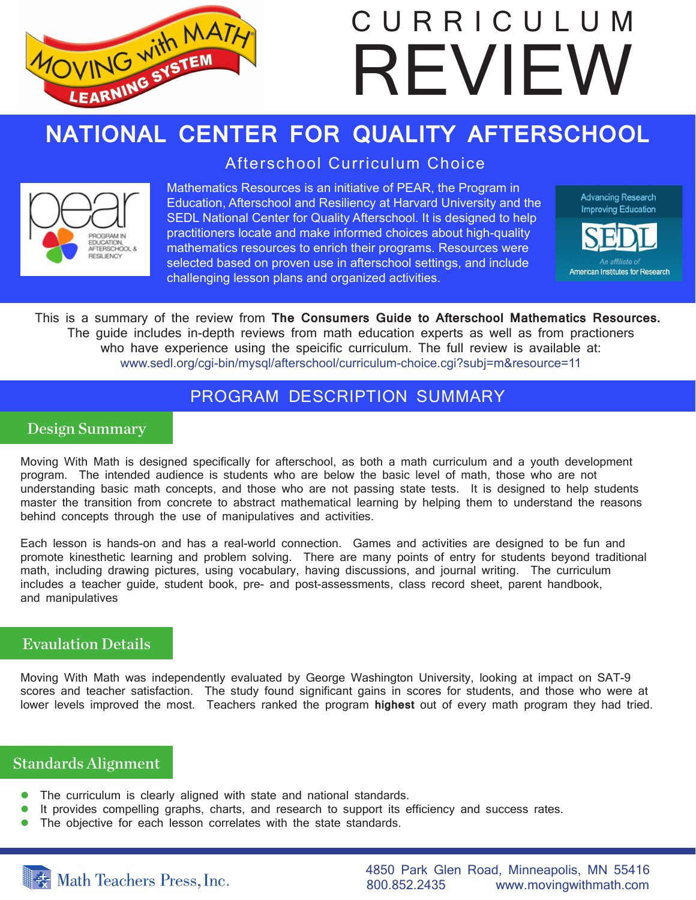# CURRICULUM REVIEW

Moving with Math Learning System

## NATIONAL CENTER FOR QUALITY AFTERSCHOOL

### Afterschool Curriculum Choice

pear — Program in Education, Afterschool & Resiliency

Mathematics Resources is an initiative of PEAR, the Program in Education, Afterschool and Resiliency at Harvard University and the SEDL National Center for Quality Afterschool. It is designed to help practitioners locate and make informed choices about high-quality mathematics resources to enrich their programs. Resources were selected based on proven use in afterschool settings, and include challenging lesson plans and organized activities.

Advancing Research Improving Education — SEDL — An affiliate of American Institutes for Research

This is a summary of the review from **The Consumers Guide to Afterschool Mathematics Resources.** The guide includes in-depth reviews from math education experts as well as from practioners who have experience using the speicific curriculum. The full review is available at: www.sedl.org/cgi-bin/mysql/afterschool/curriculum-choice.cgi?subj=m&resource=11

## PROGRAM DESCRIPTION SUMMARY

### Design Summary

Moving With Math is designed specifically for afterschool, as both a math curriculum and a youth development program. The intended audience is students who are below the basic level of math, those who are not understanding basic math concepts, and those who are not passing state tests. It is designed to help students master the transition from concrete to abstract mathematical learning by helping them to understand the reasons behind concepts through the use of manipulatives and activities.

Each lesson is hands-on and has a real-world connection. Games and activities are designed to be fun and promote kinesthetic learning and problem solving. There are many points of entry for students beyond traditional math, including drawing pictures, using vocabulary, having discussions, and journal writing. The curriculum includes a teacher guide, student book, pre- and post-assessments, class record sheet, parent handbook, and manipulatives

### Evaulation Details

Moving With Math was independently evaluated by George Washington University, looking at impact on SAT-9 scores and teacher satisfaction. The study found significant gains in scores for students, and those who were at lower levels improved the most. Teachers ranked the program **highest** out of every math program they had tried.

### Standards Alignment

- The curriculum is clearly aligned with state and national standards.
- It provides compelling graphs, charts, and research to support its efficiency and success rates.
- The objective for each lesson correlates with the state standards.

Math Teachers Press, Inc.

4850 Park Glen Road, Minneapolis, MN 55416
800.852.2435 www.movingwithmath.com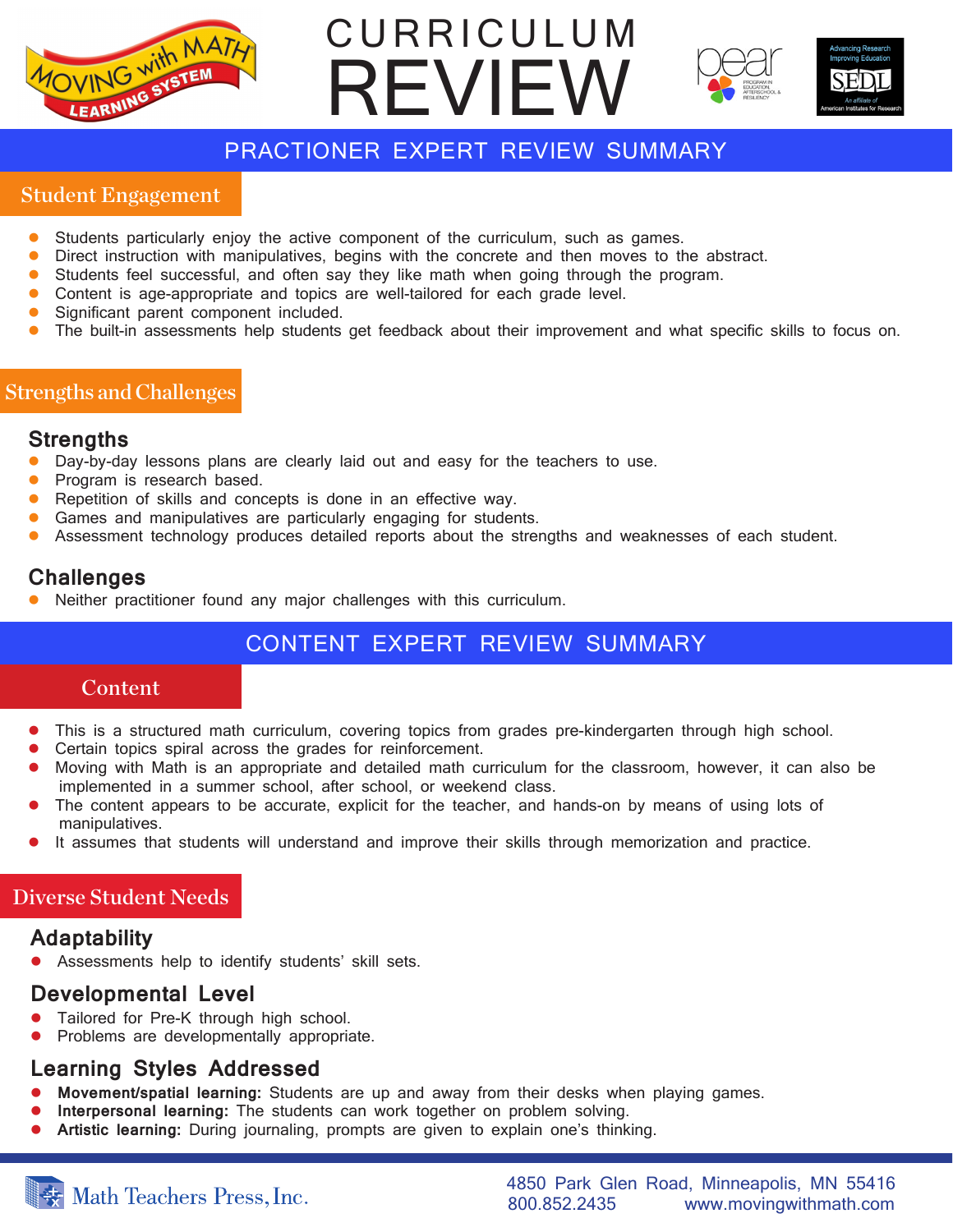# CURRICULUM REVIEW

## PRACTIONER EXPERT REVIEW SUMMARY

### Student Engagement

- Students particularly enjoy the active component of the curriculum, such as games.
- Direct instruction with manipulatives, begins with the concrete and then moves to the abstract.
- Students feel successful, and often say they like math when going through the program.
- Content is age-appropriate and topics are well-tailored for each grade level.
- Significant parent component included.
- The built-in assessments help students get feedback about their improvement and what specific skills to focus on.

### Strengths and Challenges

#### Strengths

- Day-by-day lessons plans are clearly laid out and easy for the teachers to use.
- Program is research based.
- Repetition of skills and concepts is done in an effective way.
- Games and manipulatives are particularly engaging for students.
- Assessment technology produces detailed reports about the strengths and weaknesses of each student.

#### Challenges

- Neither practitioner found any major challenges with this curriculum.

## CONTENT EXPERT REVIEW SUMMARY

### Content

- This is a structured math curriculum, covering topics from grades pre-kindergarten through high school.
- Certain topics spiral across the grades for reinforcement.
- Moving with Math is an appropriate and detailed math curriculum for the classroom, however, it can also be implemented in a summer school, after school, or weekend class.
- The content appears to be accurate, explicit for the teacher, and hands-on by means of using lots of manipulatives.
- It assumes that students will understand and improve their skills through memorization and practice.

### Diverse Student Needs

#### Adaptability

- Assessments help to identify students' skill sets.

#### Developmental Level

- Tailored for Pre-K through high school.
- Problems are developmentally appropriate.

#### Learning Styles Addressed

- **Movement/spatial learning:** Students are up and away from their desks when playing games.
- **Interpersonal learning:** The students can work together on problem solving.
- **Artistic learning:** During journaling, prompts are given to explain one's thinking.

Math Teachers Press, Inc.

4850 Park Glen Road, Minneapolis, MN 55416
800.852.2435 www.movingwithmath.com